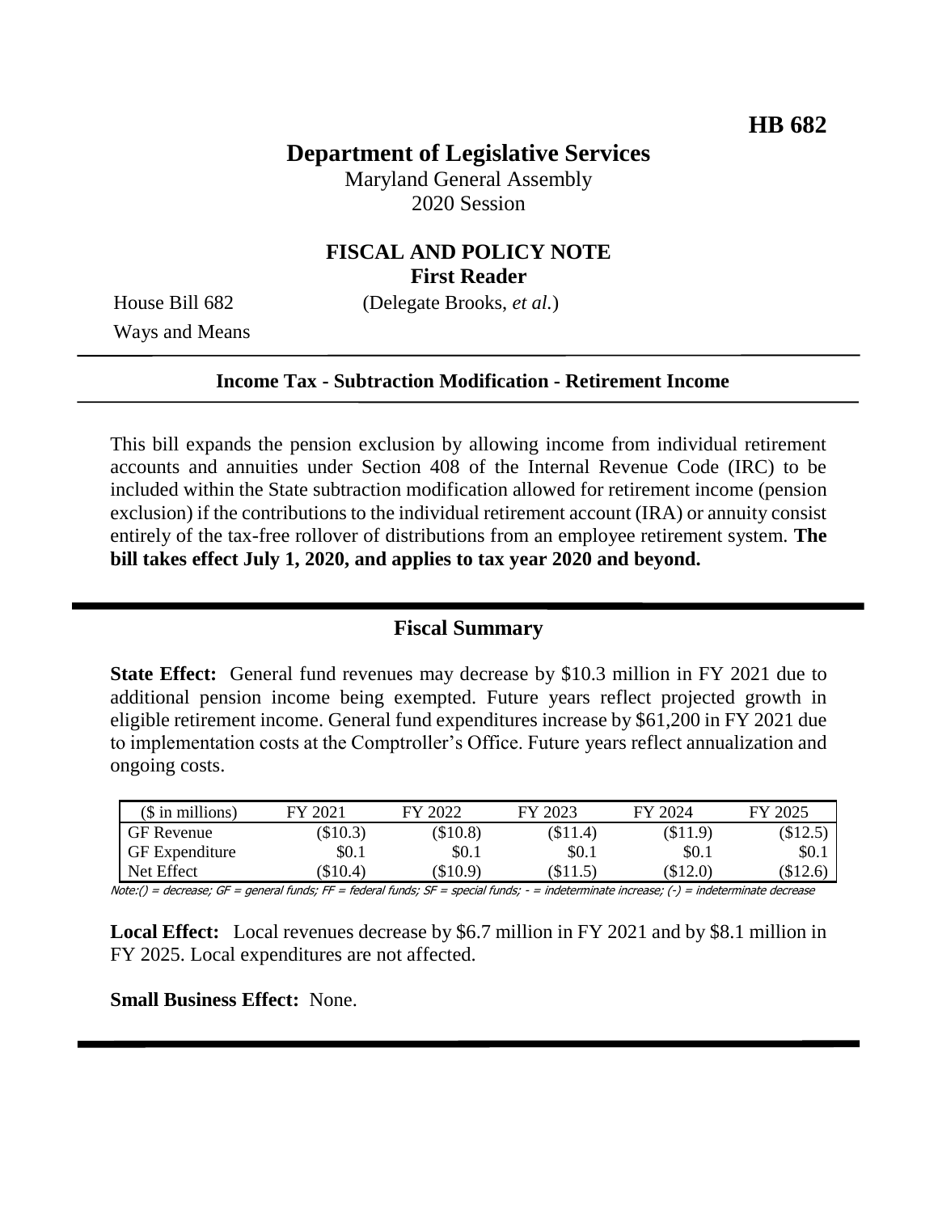**HB 682**

# Department of Legislative Services

Maryland General Assembly
2020 Session

## FISCAL AND POLICY NOTE
**First Reader**

House Bill 682 (Delegate Brooks, *et al.*)
Ways and Means

**Income Tax - Subtraction Modification - Retirement Income**

This bill expands the pension exclusion by allowing income from individual retirement accounts and annuities under Section 408 of the Internal Revenue Code (IRC) to be included within the State subtraction modification allowed for retirement income (pension exclusion) if the contributions to the individual retirement account (IRA) or annuity consist entirely of the tax-free rollover of distributions from an employee retirement system. **The bill takes effect July 1, 2020, and applies to tax year 2020 and beyond.**

## Fiscal Summary

**State Effect:** General fund revenues may decrease by $10.3 million in FY 2021 due to additional pension income being exempted. Future years reflect projected growth in eligible retirement income. General fund expenditures increase by $61,200 in FY 2021 due to implementation costs at the Comptroller's Office. Future years reflect annualization and ongoing costs.

| ($ in millions) | FY 2021 | FY 2022 | FY 2023 | FY 2024 | FY 2025 |
|---|---|---|---|---|---|
| GF Revenue | ($10.3) | ($10.8) | ($11.4) | ($11.9) | ($12.5) |
| GF Expenditure | $0.1 | $0.1 | $0.1 | $0.1 | $0.1 |
| Net Effect | ($10.4) | ($10.9) | ($11.5) | ($12.0) | ($12.6) |

Note:() = decrease; GF = general funds; FF = federal funds; SF = special funds; - = indeterminate increase; (-) = indeterminate decrease

**Local Effect:** Local revenues decrease by $6.7 million in FY 2021 and by $8.1 million in FY 2025. Local expenditures are not affected.

**Small Business Effect:** None.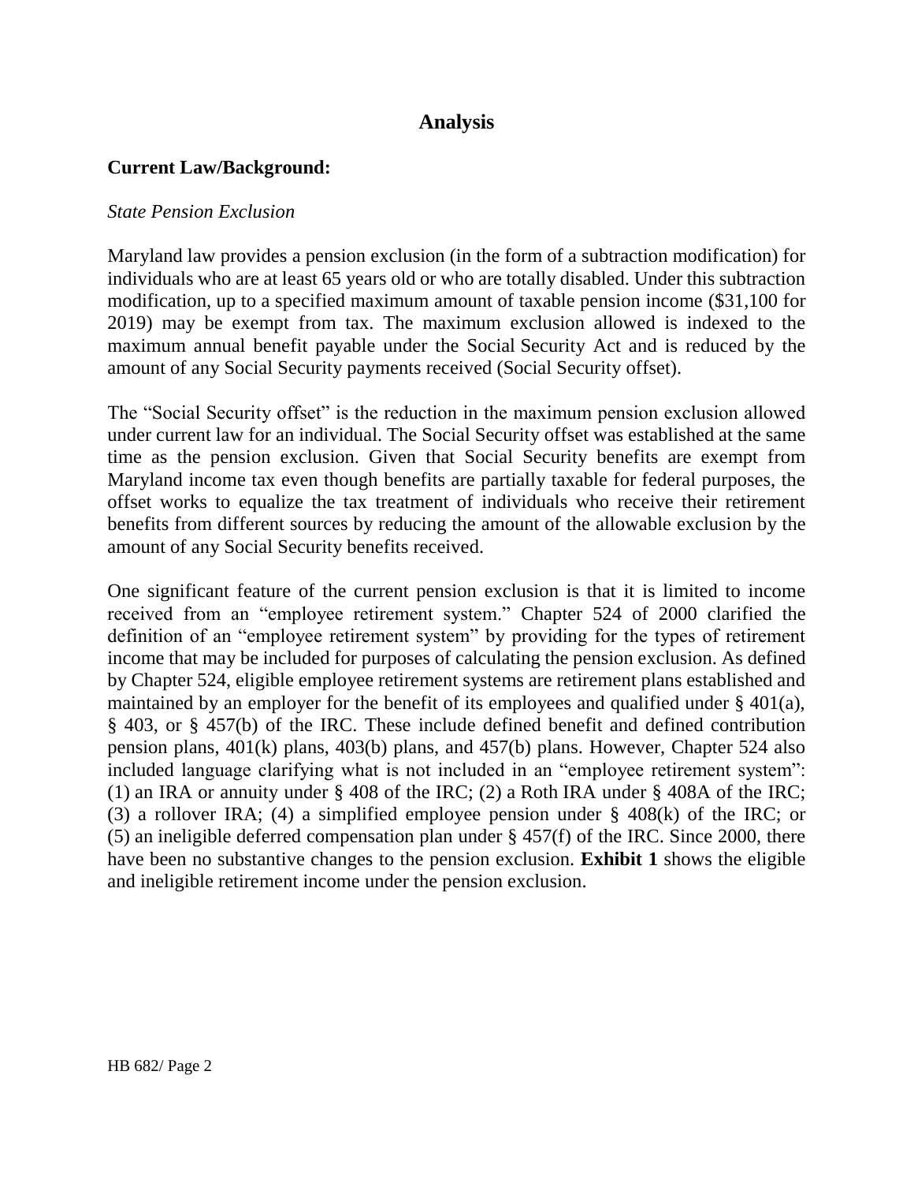# Analysis

## Current Law/Background:

*State Pension Exclusion*

Maryland law provides a pension exclusion (in the form of a subtraction modification) for individuals who are at least 65 years old or who are totally disabled. Under this subtraction modification, up to a specified maximum amount of taxable pension income ($31,100 for 2019) may be exempt from tax. The maximum exclusion allowed is indexed to the maximum annual benefit payable under the Social Security Act and is reduced by the amount of any Social Security payments received (Social Security offset).

The "Social Security offset" is the reduction in the maximum pension exclusion allowed under current law for an individual. The Social Security offset was established at the same time as the pension exclusion. Given that Social Security benefits are exempt from Maryland income tax even though benefits are partially taxable for federal purposes, the offset works to equalize the tax treatment of individuals who receive their retirement benefits from different sources by reducing the amount of the allowable exclusion by the amount of any Social Security benefits received.

One significant feature of the current pension exclusion is that it is limited to income received from an "employee retirement system." Chapter 524 of 2000 clarified the definition of an "employee retirement system" by providing for the types of retirement income that may be included for purposes of calculating the pension exclusion. As defined by Chapter 524, eligible employee retirement systems are retirement plans established and maintained by an employer for the benefit of its employees and qualified under § 401(a), § 403, or § 457(b) of the IRC. These include defined benefit and defined contribution pension plans, 401(k) plans, 403(b) plans, and 457(b) plans. However, Chapter 524 also included language clarifying what is not included in an "employee retirement system": (1) an IRA or annuity under § 408 of the IRC; (2) a Roth IRA under § 408A of the IRC; (3) a rollover IRA; (4) a simplified employee pension under § 408(k) of the IRC; or (5) an ineligible deferred compensation plan under § 457(f) of the IRC. Since 2000, there have been no substantive changes to the pension exclusion. **Exhibit 1** shows the eligible and ineligible retirement income under the pension exclusion.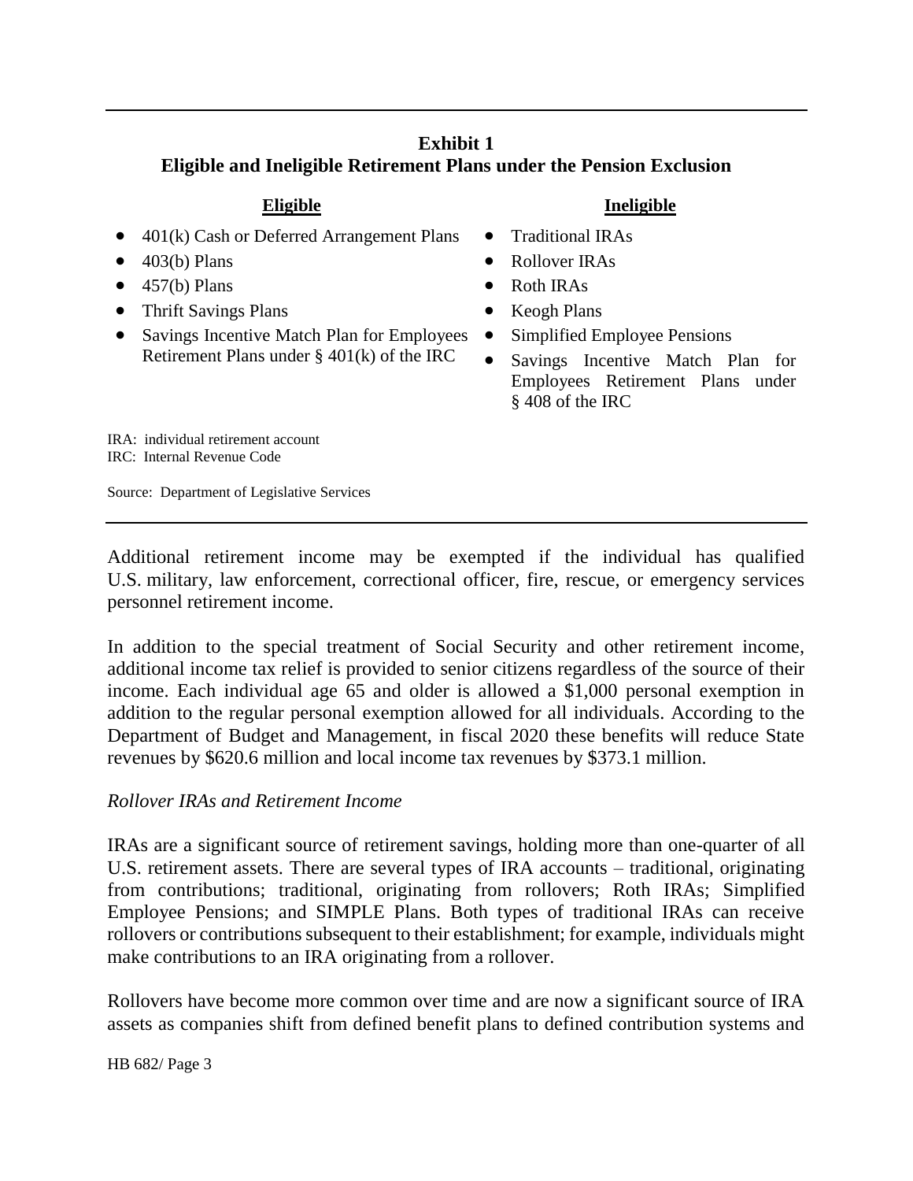**Exhibit 1**
**Eligible and Ineligible Retirement Plans under the Pension Exclusion**

| Eligible | Ineligible |
|---|---|
| 401(k) Cash or Deferred Arrangement Plans | Traditional IRAs |
| 403(b) Plans | Rollover IRAs |
| 457(b) Plans | Roth IRAs |
| Thrift Savings Plans | Keogh Plans |
| Savings Incentive Match Plan for Employees Retirement Plans under § 401(k) of the IRC | Simplified Employee Pensions |
| | Savings Incentive Match Plan for Employees Retirement Plans under § 408 of the IRC |

IRA: individual retirement account
IRC: Internal Revenue Code

Source: Department of Legislative Services

Additional retirement income may be exempted if the individual has qualified U.S. military, law enforcement, correctional officer, fire, rescue, or emergency services personnel retirement income.

In addition to the special treatment of Social Security and other retirement income, additional income tax relief is provided to senior citizens regardless of the source of their income. Each individual age 65 and older is allowed a $1,000 personal exemption in addition to the regular personal exemption allowed for all individuals. According to the Department of Budget and Management, in fiscal 2020 these benefits will reduce State revenues by $620.6 million and local income tax revenues by $373.1 million.

*Rollover IRAs and Retirement Income*

IRAs are a significant source of retirement savings, holding more than one-quarter of all U.S. retirement assets. There are several types of IRA accounts – traditional, originating from contributions; traditional, originating from rollovers; Roth IRAs; Simplified Employee Pensions; and SIMPLE Plans. Both types of traditional IRAs can receive rollovers or contributions subsequent to their establishment; for example, individuals might make contributions to an IRA originating from a rollover.

Rollovers have become more common over time and are now a significant source of IRA assets as companies shift from defined benefit plans to defined contribution systems and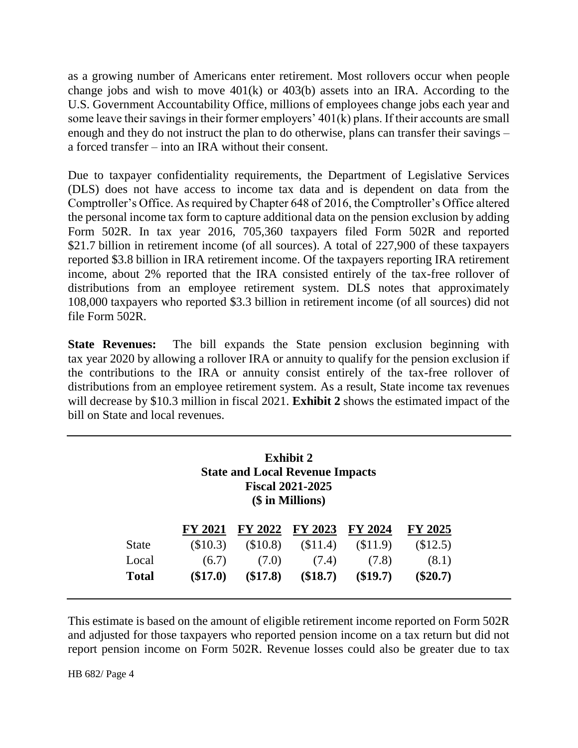as a growing number of Americans enter retirement. Most rollovers occur when people change jobs and wish to move 401(k) or 403(b) assets into an IRA. According to the U.S. Government Accountability Office, millions of employees change jobs each year and some leave their savings in their former employers' 401(k) plans. If their accounts are small enough and they do not instruct the plan to do otherwise, plans can transfer their savings – a forced transfer – into an IRA without their consent.

Due to taxpayer confidentiality requirements, the Department of Legislative Services (DLS) does not have access to income tax data and is dependent on data from the Comptroller's Office. As required by Chapter 648 of 2016, the Comptroller's Office altered the personal income tax form to capture additional data on the pension exclusion by adding Form 502R. In tax year 2016, 705,360 taxpayers filed Form 502R and reported $21.7 billion in retirement income (of all sources). A total of 227,900 of these taxpayers reported $3.8 billion in IRA retirement income. Of the taxpayers reporting IRA retirement income, about 2% reported that the IRA consisted entirely of the tax-free rollover of distributions from an employee retirement system. DLS notes that approximately 108,000 taxpayers who reported $3.3 billion in retirement income (of all sources) did not file Form 502R.

**State Revenues:** The bill expands the State pension exclusion beginning with tax year 2020 by allowing a rollover IRA or annuity to qualify for the pension exclusion if the contributions to the IRA or annuity consist entirely of the tax-free rollover of distributions from an employee retirement system. As a result, State income tax revenues will decrease by $10.3 million in fiscal 2021. **Exhibit 2** shows the estimated impact of the bill on State and local revenues.

**Exhibit 2**
**State and Local Revenue Impacts**
**Fiscal 2021-2025**
**($ in Millions)**

| | FY 2021 | FY 2022 | FY 2023 | FY 2024 | FY 2025 |
|---|---|---|---|---|---|
| State | ($10.3) | ($10.8) | ($11.4) | ($11.9) | ($12.5) |
| Local | (6.7) | (7.0) | (7.4) | (7.8) | (8.1) |
| **Total** | **($17.0)** | **($17.8)** | **($18.7)** | **($19.7)** | **($20.7)** |

This estimate is based on the amount of eligible retirement income reported on Form 502R and adjusted for those taxpayers who reported pension income on a tax return but did not report pension income on Form 502R. Revenue losses could also be greater due to tax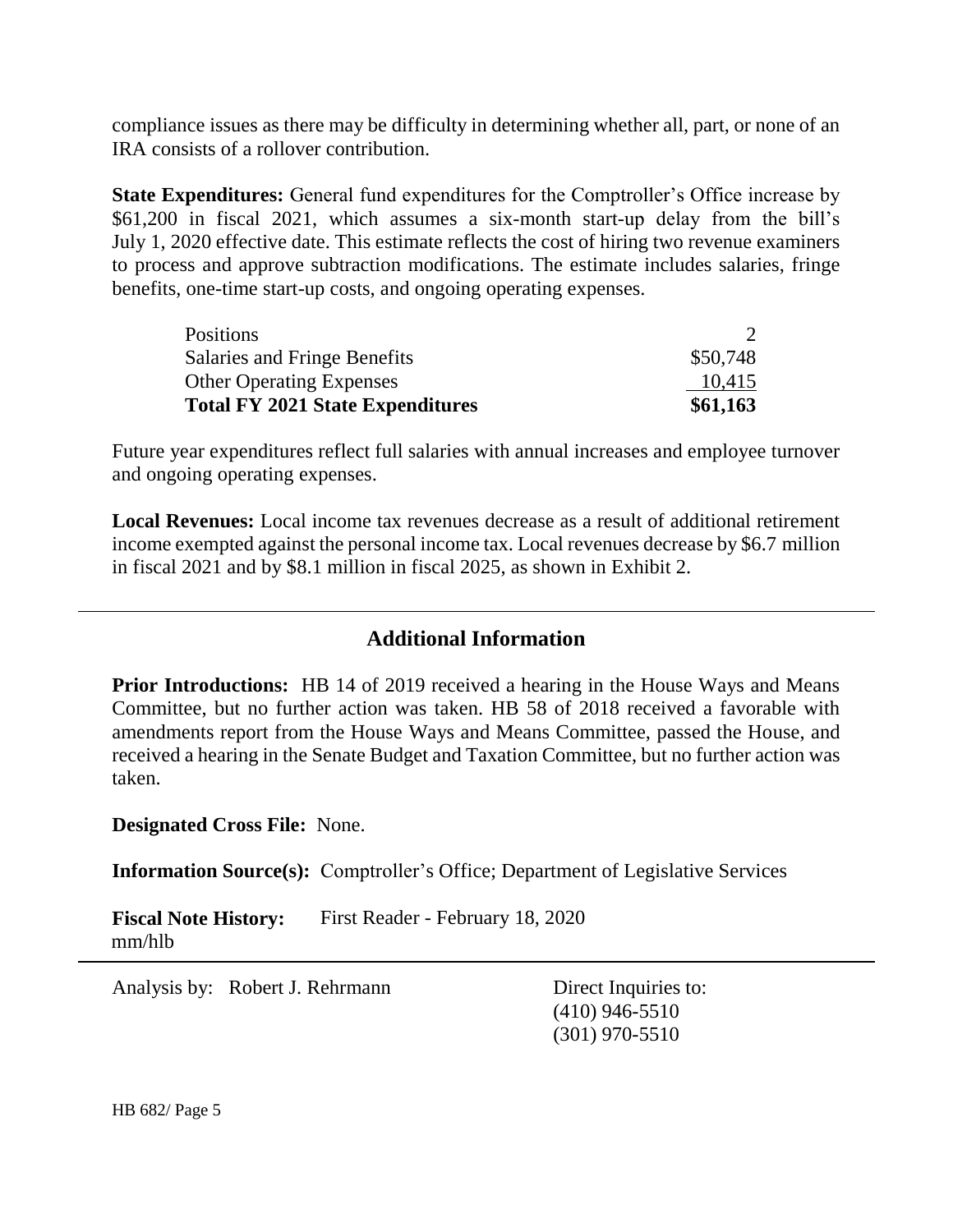compliance issues as there may be difficulty in determining whether all, part, or none of an IRA consists of a rollover contribution.

**State Expenditures:** General fund expenditures for the Comptroller's Office increase by $61,200 in fiscal 2021, which assumes a six-month start-up delay from the bill's July 1, 2020 effective date. This estimate reflects the cost of hiring two revenue examiners to process and approve subtraction modifications. The estimate includes salaries, fringe benefits, one-time start-up costs, and ongoing operating expenses.

| | |
|---|---|
| Positions | 2 |
| Salaries and Fringe Benefits | $50,748 |
| Other Operating Expenses | 10,415 |
| **Total FY 2021 State Expenditures** | **$61,163** |

Future year expenditures reflect full salaries with annual increases and employee turnover and ongoing operating expenses.

**Local Revenues:** Local income tax revenues decrease as a result of additional retirement income exempted against the personal income tax. Local revenues decrease by $6.7 million in fiscal 2021 and by $8.1 million in fiscal 2025, as shown in Exhibit 2.

## Additional Information

**Prior Introductions:** HB 14 of 2019 received a hearing in the House Ways and Means Committee, but no further action was taken. HB 58 of 2018 received a favorable with amendments report from the House Ways and Means Committee, passed the House, and received a hearing in the Senate Budget and Taxation Committee, but no further action was taken.

**Designated Cross File:** None.

**Information Source(s):** Comptroller's Office; Department of Legislative Services

**Fiscal Note History:** First Reader - February 18, 2020
mm/hlb

Analysis by: Robert J. Rehrmann

Direct Inquiries to:
(410) 946-5510
(301) 970-5510